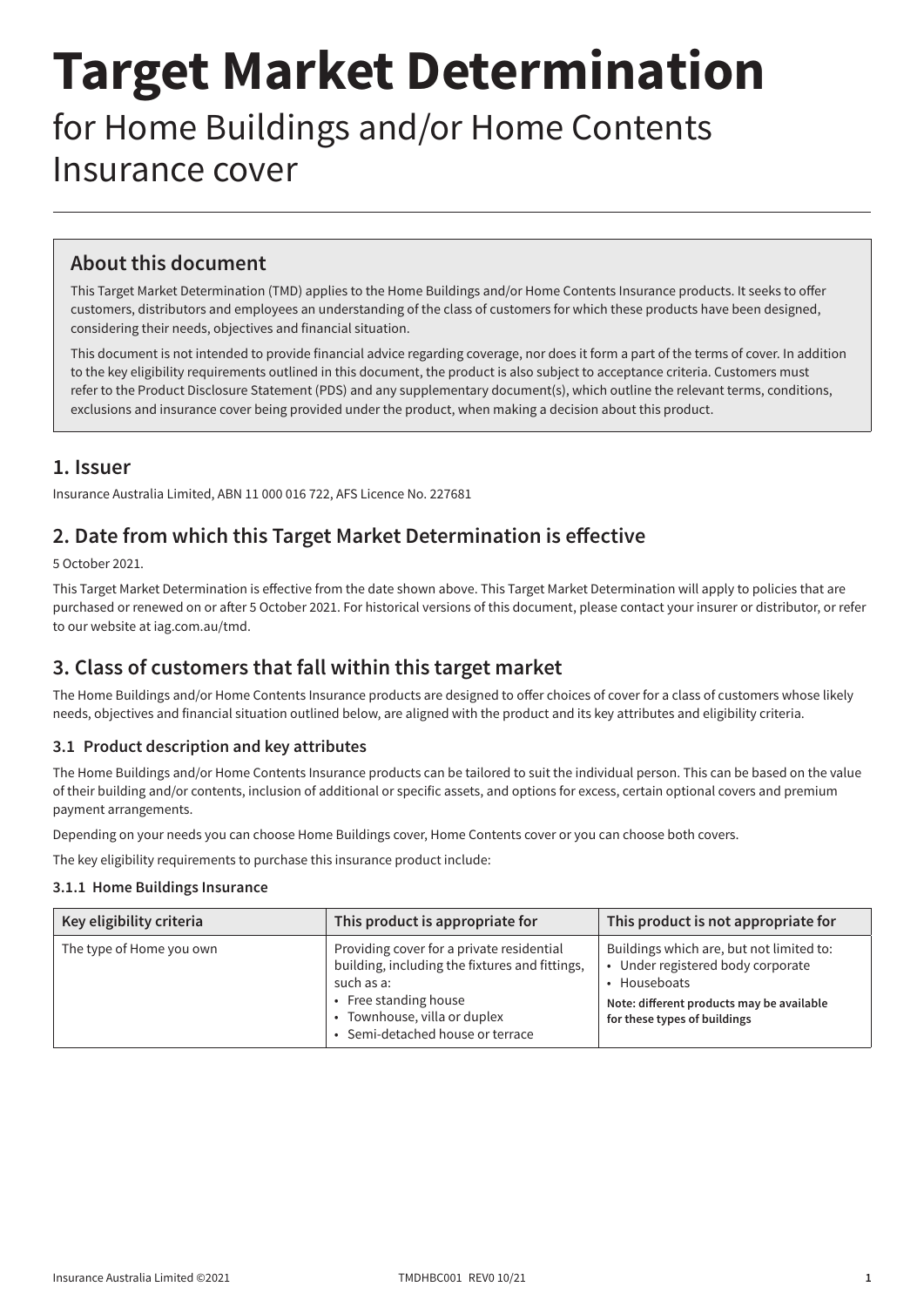# Target Market Determination

for Home Buildings and/or Home Contents Insurance cover

## About this document

This Target Market Determination (TMD) applies to the Home Buildings and/or Home Contents Insurance products. It seeks to offer customers, distributors and employees an understanding of the class of customers for which these products have been designed, considering their needs, objectives and financial situation.

This document is not intended to provide financial advice regarding coverage, nor does it form a part of the terms of cover. In addition to the key eligibility requirements outlined in this document, the product is also subject to acceptance criteria. Customers must refer to the Product Disclosure Statement (PDS) and any supplementary document(s), which outline the relevant terms, conditions, exclusions and insurance cover being provided under the product, when making a decision about this product.

## 1. Issuer

Insurance Australia Limited, ABN 11 000 016 722, AFS Licence No. 227681

## 2. Date from which this Target Market Determination is effective

5 October 2021.

This Target Market Determination is effective from the date shown above. This Target Market Determination will apply to policies that are purchased or renewed on or after 5 October 2021. For historical versions of this document, please contact your insurer or distributor, or refer to our website at iag.com.au/tmd.

## 3. Class of customers that fall within this target market

The Home Buildings and/or Home Contents Insurance products are designed to offer choices of cover for a class of customers whose likely needs, objectives and financial situation outlined below, are aligned with the product and its key attributes and eligibility criteria.

### 3.1 Product description and key attributes

The Home Buildings and/or Home Contents Insurance products can be tailored to suit the individual person. This can be based on the value of their building and/or contents, inclusion of additional or specific assets, and options for excess, certain optional covers and premium payment arrangements.

Depending on your needs you can choose Home Buildings cover, Home Contents cover or you can choose both covers.

The key eligibility requirements to purchase this insurance product include:

#### 3.1.1 Home Buildings Insurance

| Key eligibility criteria | This product is appropriate for | This product is not appropriate for |
|---|---|---|
| The type of Home you own | Providing cover for a private residential building, including the fixtures and fittings, such as a:<br>• Free standing house<br>• Townhouse, villa or duplex<br>• Semi-detached house or terrace | Buildings which are, but not limited to:<br>• Under registered body corporate<br>• Houseboats<br>**Note: different products may be available for these types of buildings** |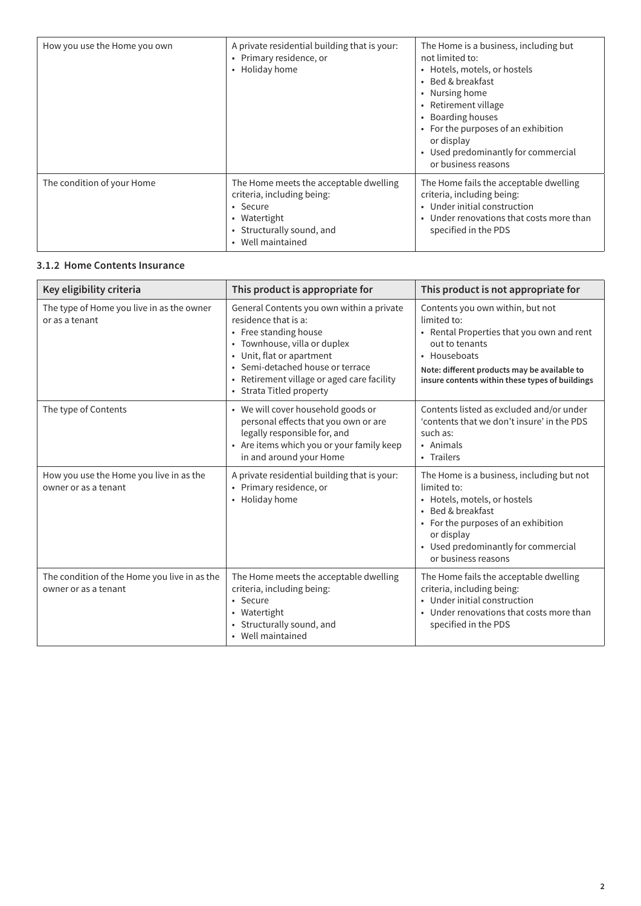| How you use the Home you own | A private residential building that is your:<br>• Primary residence, or<br>• Holiday home | The Home is a business, including but not limited to:<br>• Hotels, motels, or hostels<br>• Bed & breakfast<br>• Nursing home<br>• Retirement village<br>• Boarding houses<br>• For the purposes of an exhibition or display<br>• Used predominantly for commercial or business reasons |
|---|---|---|
| The condition of your Home | The Home meets the acceptable dwelling criteria, including being:<br>• Secure<br>• Watertight<br>• Structurally sound, and<br>• Well maintained | The Home fails the acceptable dwelling criteria, including being:<br>• Under initial construction<br>• Under renovations that costs more than specified in the PDS |

### 3.1.2 Home Contents Insurance

| Key eligibility criteria | This product is appropriate for | This product is not appropriate for |
|---|---|---|
| The type of Home you live in as the owner or as a tenant | General Contents you own within a private residence that is a:<br>• Free standing house<br>• Townhouse, villa or duplex<br>• Unit, flat or apartment<br>• Semi-detached house or terrace<br>• Retirement village or aged care facility<br>• Strata Titled property | Contents you own within, but not limited to:<br>• Rental Properties that you own and rent out to tenants<br>• Houseboats<br>**Note: different products may be available to insure contents within these types of buildings** |
| The type of Contents | • We will cover household goods or personal effects that you own or are legally responsible for, and<br>• Are items which you or your family keep in and around your Home | Contents listed as excluded and/or under 'contents that we don't insure' in the PDS such as:<br>• Animals<br>• Trailers |
| How you use the Home you live in as the owner or as a tenant | A private residential building that is your:<br>• Primary residence, or<br>• Holiday home | The Home is a business, including but not limited to:<br>• Hotels, motels, or hostels<br>• Bed & breakfast<br>• For the purposes of an exhibition or display<br>• Used predominantly for commercial or business reasons |
| The condition of the Home you live in as the owner or as a tenant | The Home meets the acceptable dwelling criteria, including being:<br>• Secure<br>• Watertight<br>• Structurally sound, and<br>• Well maintained | The Home fails the acceptable dwelling criteria, including being:<br>• Under initial construction<br>• Under renovations that costs more than specified in the PDS |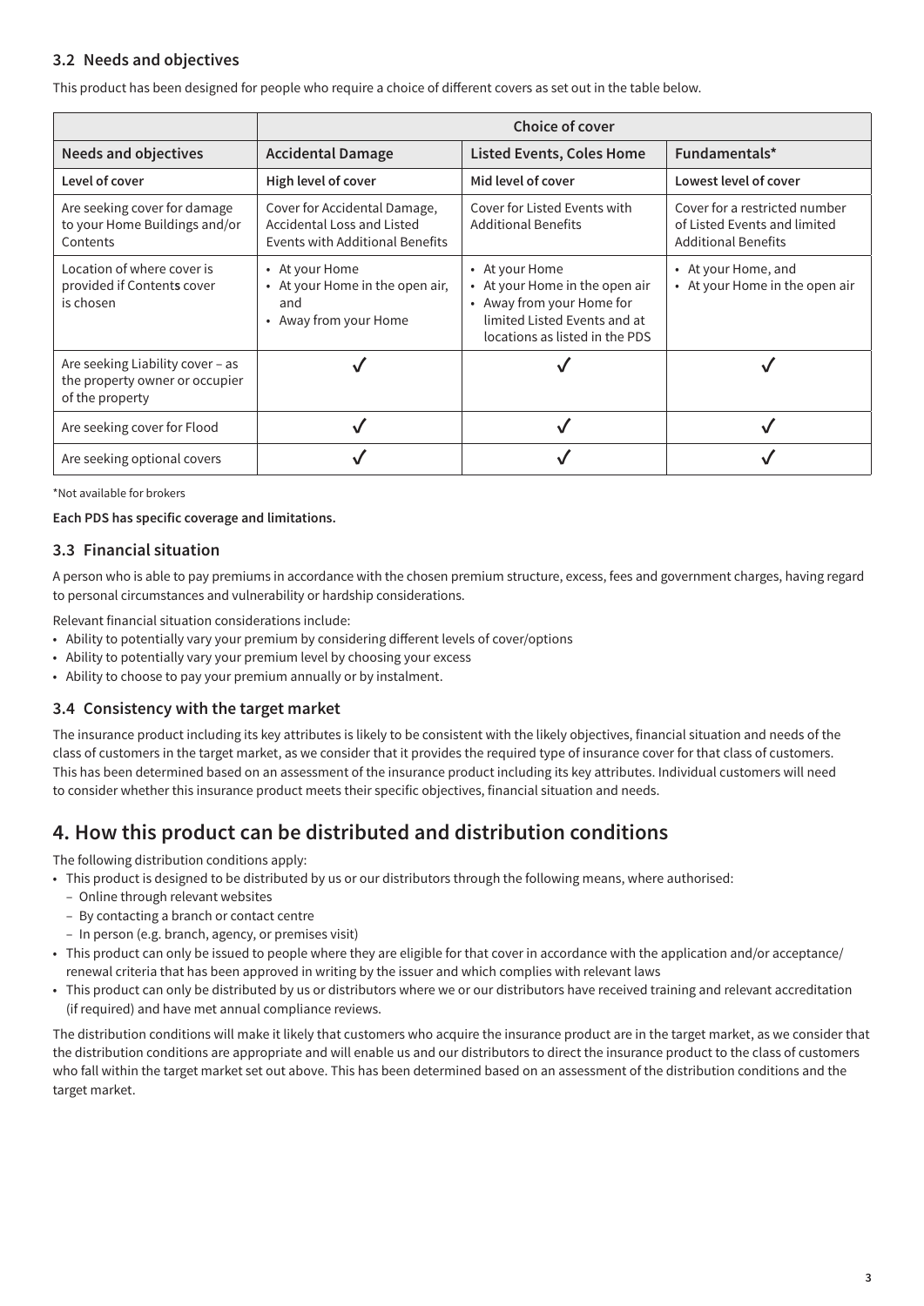### 3.2 Needs and objectives

This product has been designed for people who require a choice of different covers as set out in the table below.

| | Choice of cover | | |
|---|---|---|---|
| **Needs and objectives** | **Accidental Damage** | **Listed Events, Coles Home** | **Fundamentals*** |
| **Level of cover** | **High level of cover** | **Mid level of cover** | **Lowest level of cover** |
| Are seeking cover for damage to your Home Buildings and/or Contents | Cover for Accidental Damage, Accidental Loss and Listed Events with Additional Benefits | Cover for Listed Events with Additional Benefits | Cover for a restricted number of Listed Events and limited Additional Benefits |
| Location of where cover is provided if Contents cover is chosen | • At your Home<br>• At your Home in the open air, and<br>• Away from your Home | • At your Home<br>• At your Home in the open air<br>• Away from your Home for limited Listed Events and at locations as listed in the PDS | • At your Home, and<br>• At your Home in the open air |
| Are seeking Liability cover – as the property owner or occupier of the property | ✓ | ✓ | ✓ |
| Are seeking cover for Flood | ✓ | ✓ | ✓ |
| Are seeking optional covers | ✓ | ✓ | ✓ |

*Not available for brokers

**Each PDS has specific coverage and limitations.**

### 3.3 Financial situation

A person who is able to pay premiums in accordance with the chosen premium structure, excess, fees and government charges, having regard to personal circumstances and vulnerability or hardship considerations.

Relevant financial situation considerations include:

- Ability to potentially vary your premium by considering different levels of cover/options
- Ability to potentially vary your premium level by choosing your excess
- Ability to choose to pay your premium annually or by instalment.

### 3.4 Consistency with the target market

The insurance product including its key attributes is likely to be consistent with the likely objectives, financial situation and needs of the class of customers in the target market, as we consider that it provides the required type of insurance cover for that class of customers. This has been determined based on an assessment of the insurance product including its key attributes. Individual customers will need to consider whether this insurance product meets their specific objectives, financial situation and needs.

## 4. How this product can be distributed and distribution conditions

The following distribution conditions apply:

- This product is designed to be distributed by us or our distributors through the following means, where authorised:
  - Online through relevant websites
  - By contacting a branch or contact centre
  - In person (e.g. branch, agency, or premises visit)
- This product can only be issued to people where they are eligible for that cover in accordance with the application and/or acceptance/renewal criteria that has been approved in writing by the issuer and which complies with relevant laws
- This product can only be distributed by us or distributors where we or our distributors have received training and relevant accreditation (if required) and have met annual compliance reviews.

The distribution conditions will make it likely that customers who acquire the insurance product are in the target market, as we consider that the distribution conditions are appropriate and will enable us and our distributors to direct the insurance product to the class of customers who fall within the target market set out above. This has been determined based on an assessment of the distribution conditions and the target market.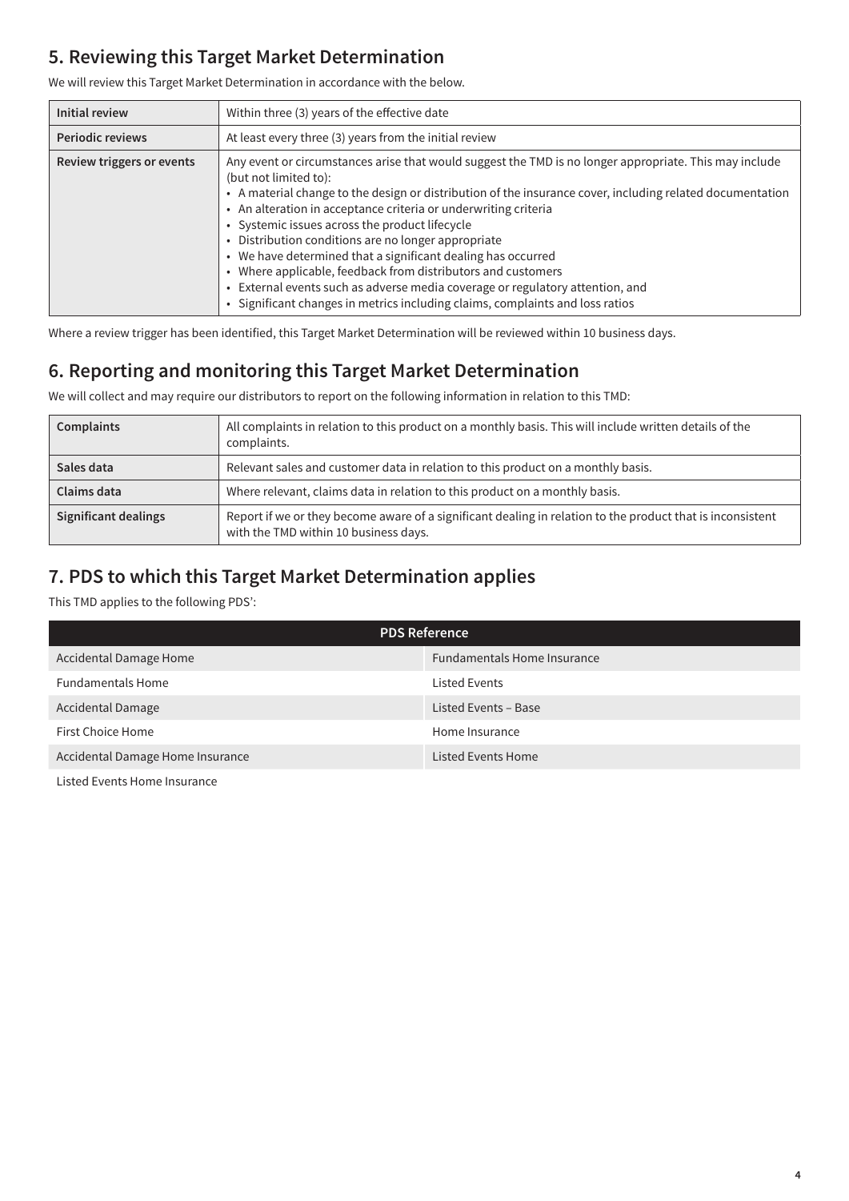## 5. Reviewing this Target Market Determination

We will review this Target Market Determination in accordance with the below.

| | |
|---|---|
| **Initial review** | Within three (3) years of the effective date |
| **Periodic reviews** | At least every three (3) years from the initial review |
| **Review triggers or events** | Any event or circumstances arise that would suggest the TMD is no longer appropriate. This may include (but not limited to):<br>• A material change to the design or distribution of the insurance cover, including related documentation<br>• An alteration in acceptance criteria or underwriting criteria<br>• Systemic issues across the product lifecycle<br>• Distribution conditions are no longer appropriate<br>• We have determined that a significant dealing has occurred<br>• Where applicable, feedback from distributors and customers<br>• External events such as adverse media coverage or regulatory attention, and<br>• Significant changes in metrics including claims, complaints and loss ratios |

Where a review trigger has been identified, this Target Market Determination will be reviewed within 10 business days.

## 6. Reporting and monitoring this Target Market Determination

We will collect and may require our distributors to report on the following information in relation to this TMD:

| | |
|---|---|
| **Complaints** | All complaints in relation to this product on a monthly basis. This will include written details of the complaints. |
| **Sales data** | Relevant sales and customer data in relation to this product on a monthly basis. |
| **Claims data** | Where relevant, claims data in relation to this product on a monthly basis. |
| **Significant dealings** | Report if we or they become aware of a significant dealing in relation to the product that is inconsistent with the TMD within 10 business days. |

## 7. PDS to which this Target Market Determination applies

This TMD applies to the following PDS':

| PDS Reference | |
|---|---|
| Accidental Damage Home | Fundamentals Home Insurance |
| Fundamentals Home | Listed Events |
| Accidental Damage | Listed Events – Base |
| First Choice Home | Home Insurance |
| Accidental Damage Home Insurance | Listed Events Home |
| Listed Events Home Insurance | |